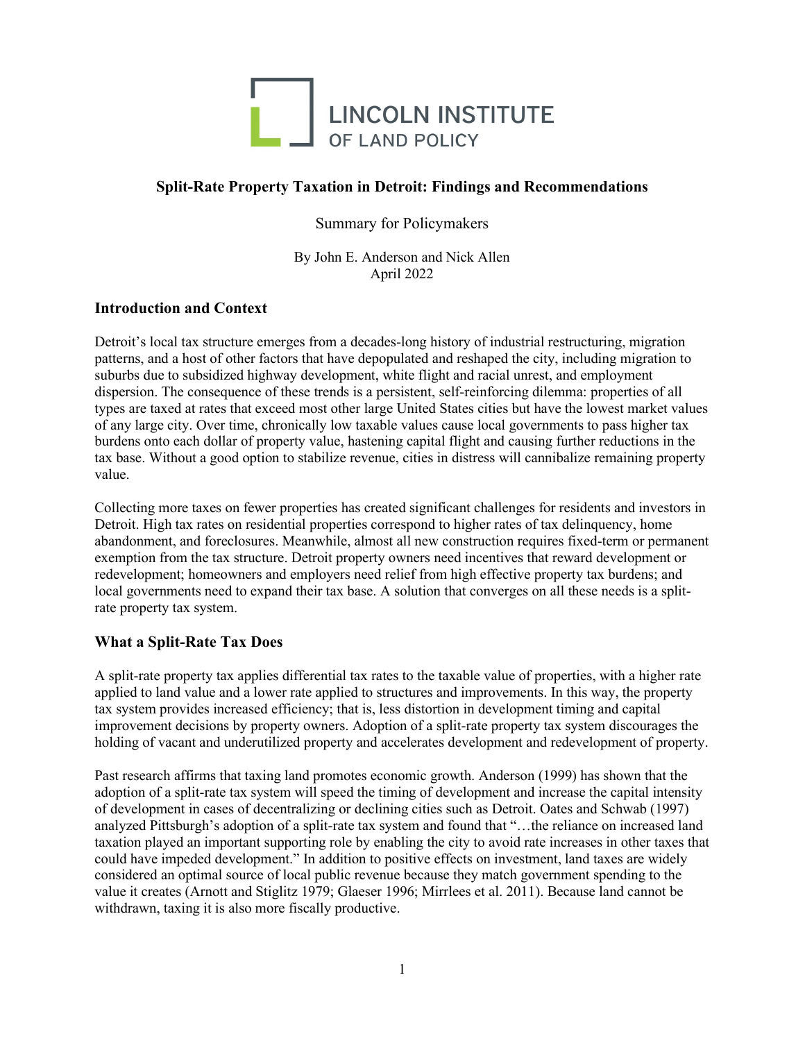LINCOLN INSTITUTE OF LAND POLICY

# Split-Rate Property Taxation in Detroit: Findings and Recommendations

Summary for Policymakers

By John E. Anderson and Nick Allen
April 2022

## Introduction and Context

Detroit's local tax structure emerges from a decades-long history of industrial restructuring, migration patterns, and a host of other factors that have depopulated and reshaped the city, including migration to suburbs due to subsidized highway development, white flight and racial unrest, and employment dispersion. The consequence of these trends is a persistent, self-reinforcing dilemma: properties of all types are taxed at rates that exceed most other large United States cities but have the lowest market values of any large city. Over time, chronically low taxable values cause local governments to pass higher tax burdens onto each dollar of property value, hastening capital flight and causing further reductions in the tax base. Without a good option to stabilize revenue, cities in distress will cannibalize remaining property value.

Collecting more taxes on fewer properties has created significant challenges for residents and investors in Detroit. High tax rates on residential properties correspond to higher rates of tax delinquency, home abandonment, and foreclosures. Meanwhile, almost all new construction requires fixed-term or permanent exemption from the tax structure. Detroit property owners need incentives that reward development or redevelopment; homeowners and employers need relief from high effective property tax burdens; and local governments need to expand their tax base. A solution that converges on all these needs is a split-rate property tax system.

## What a Split-Rate Tax Does

A split-rate property tax applies differential tax rates to the taxable value of properties, with a higher rate applied to land value and a lower rate applied to structures and improvements. In this way, the property tax system provides increased efficiency; that is, less distortion in development timing and capital improvement decisions by property owners. Adoption of a split-rate property tax system discourages the holding of vacant and underutilized property and accelerates development and redevelopment of property.

Past research affirms that taxing land promotes economic growth. Anderson (1999) has shown that the adoption of a split-rate tax system will speed the timing of development and increase the capital intensity of development in cases of decentralizing or declining cities such as Detroit. Oates and Schwab (1997) analyzed Pittsburgh's adoption of a split-rate tax system and found that "…the reliance on increased land taxation played an important supporting role by enabling the city to avoid rate increases in other taxes that could have impeded development." In addition to positive effects on investment, land taxes are widely considered an optimal source of local public revenue because they match government spending to the value it creates (Arnott and Stiglitz 1979; Glaeser 1996; Mirrlees et al. 2011). Because land cannot be withdrawn, taxing it is also more fiscally productive.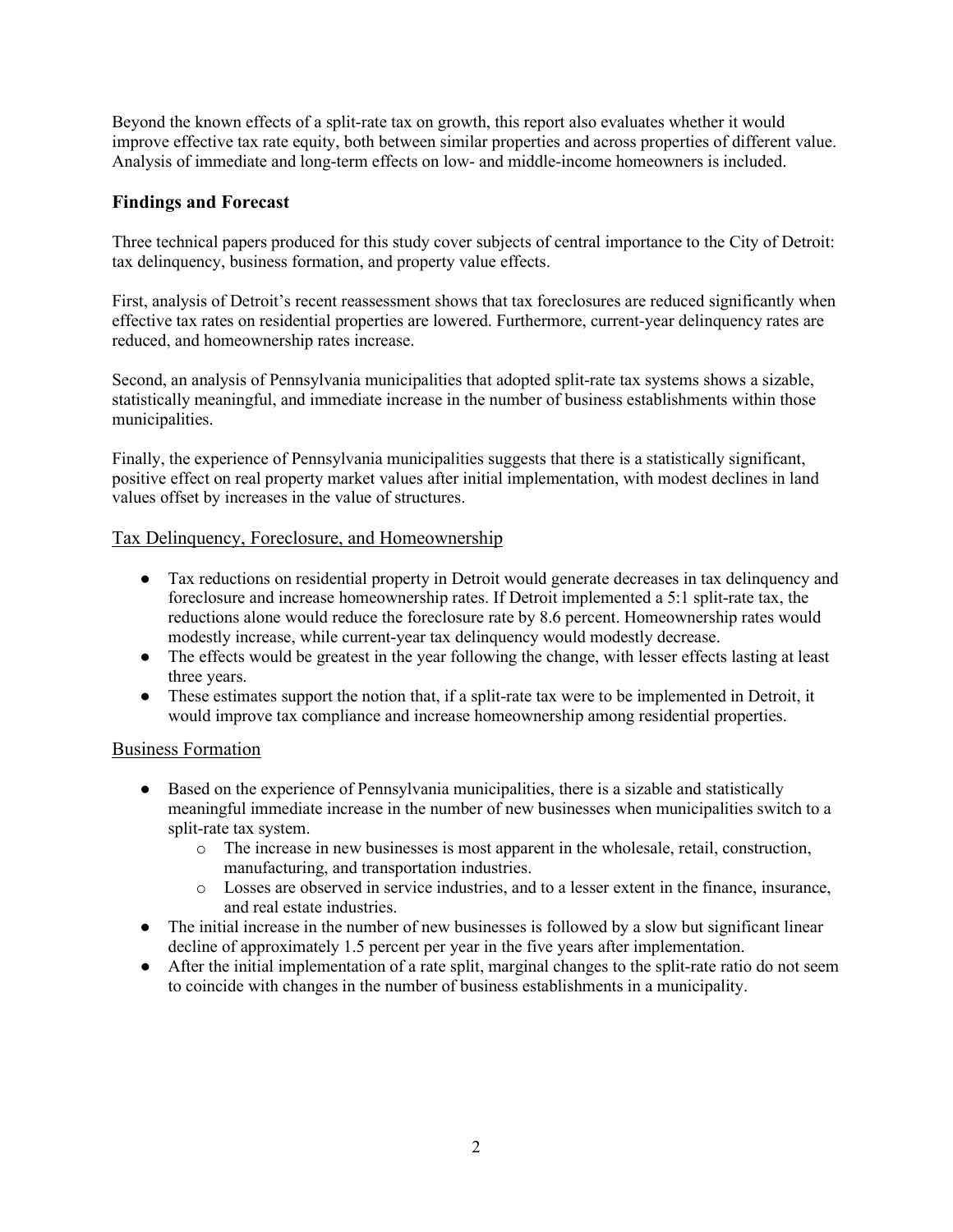Beyond the known effects of a split-rate tax on growth, this report also evaluates whether it would improve effective tax rate equity, both between similar properties and across properties of different value. Analysis of immediate and long-term effects on low- and middle-income homeowners is included.

## Findings and Forecast

Three technical papers produced for this study cover subjects of central importance to the City of Detroit: tax delinquency, business formation, and property value effects.

First, analysis of Detroit's recent reassessment shows that tax foreclosures are reduced significantly when effective tax rates on residential properties are lowered. Furthermore, current-year delinquency rates are reduced, and homeownership rates increase.

Second, an analysis of Pennsylvania municipalities that adopted split-rate tax systems shows a sizable, statistically meaningful, and immediate increase in the number of business establishments within those municipalities.

Finally, the experience of Pennsylvania municipalities suggests that there is a statistically significant, positive effect on real property market values after initial implementation, with modest declines in land values offset by increases in the value of structures.

### Tax Delinquency, Foreclosure, and Homeownership

- Tax reductions on residential property in Detroit would generate decreases in tax delinquency and foreclosure and increase homeownership rates. If Detroit implemented a 5:1 split-rate tax, the reductions alone would reduce the foreclosure rate by 8.6 percent. Homeownership rates would modestly increase, while current-year tax delinquency would modestly decrease.
- The effects would be greatest in the year following the change, with lesser effects lasting at least three years.
- These estimates support the notion that, if a split-rate tax were to be implemented in Detroit, it would improve tax compliance and increase homeownership among residential properties.

### Business Formation

- Based on the experience of Pennsylvania municipalities, there is a sizable and statistically meaningful immediate increase in the number of new businesses when municipalities switch to a split-rate tax system.
  - The increase in new businesses is most apparent in the wholesale, retail, construction, manufacturing, and transportation industries.
  - Losses are observed in service industries, and to a lesser extent in the finance, insurance, and real estate industries.
- The initial increase in the number of new businesses is followed by a slow but significant linear decline of approximately 1.5 percent per year in the five years after implementation.
- After the initial implementation of a rate split, marginal changes to the split-rate ratio do not seem to coincide with changes in the number of business establishments in a municipality.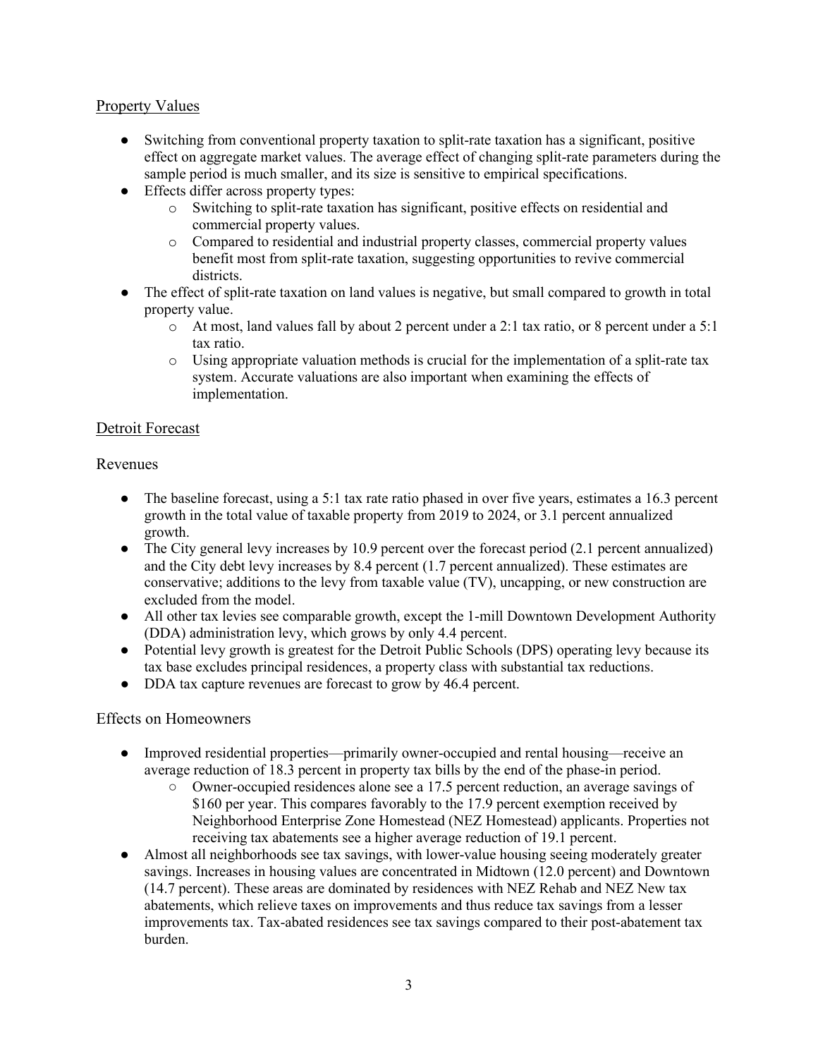## Property Values

- Switching from conventional property taxation to split-rate taxation has a significant, positive effect on aggregate market values. The average effect of changing split-rate parameters during the sample period is much smaller, and its size is sensitive to empirical specifications.
- Effects differ across property types:
    - Switching to split-rate taxation has significant, positive effects on residential and commercial property values.
    - Compared to residential and industrial property classes, commercial property values benefit most from split-rate taxation, suggesting opportunities to revive commercial districts.
- The effect of split-rate taxation on land values is negative, but small compared to growth in total property value.
    - At most, land values fall by about 2 percent under a 2:1 tax ratio, or 8 percent under a 5:1 tax ratio.
    - Using appropriate valuation methods is crucial for the implementation of a split-rate tax system. Accurate valuations are also important when examining the effects of implementation.

## Detroit Forecast

### Revenues

- The baseline forecast, using a 5:1 tax rate ratio phased in over five years, estimates a 16.3 percent growth in the total value of taxable property from 2019 to 2024, or 3.1 percent annualized growth.
- The City general levy increases by 10.9 percent over the forecast period (2.1 percent annualized) and the City debt levy increases by 8.4 percent (1.7 percent annualized). These estimates are conservative; additions to the levy from taxable value (TV), uncapping, or new construction are excluded from the model.
- All other tax levies see comparable growth, except the 1-mill Downtown Development Authority (DDA) administration levy, which grows by only 4.4 percent.
- Potential levy growth is greatest for the Detroit Public Schools (DPS) operating levy because its tax base excludes principal residences, a property class with substantial tax reductions.
- DDA tax capture revenues are forecast to grow by 46.4 percent.

### Effects on Homeowners

- Improved residential properties—primarily owner-occupied and rental housing—receive an average reduction of 18.3 percent in property tax bills by the end of the phase-in period.
    - Owner-occupied residences alone see a 17.5 percent reduction, an average savings of $160 per year. This compares favorably to the 17.9 percent exemption received by Neighborhood Enterprise Zone Homestead (NEZ Homestead) applicants. Properties not receiving tax abatements see a higher average reduction of 19.1 percent.
- Almost all neighborhoods see tax savings, with lower-value housing seeing moderately greater savings. Increases in housing values are concentrated in Midtown (12.0 percent) and Downtown (14.7 percent). These areas are dominated by residences with NEZ Rehab and NEZ New tax abatements, which relieve taxes on improvements and thus reduce tax savings from a lesser improvements tax. Tax-abated residences see tax savings compared to their post-abatement tax burden.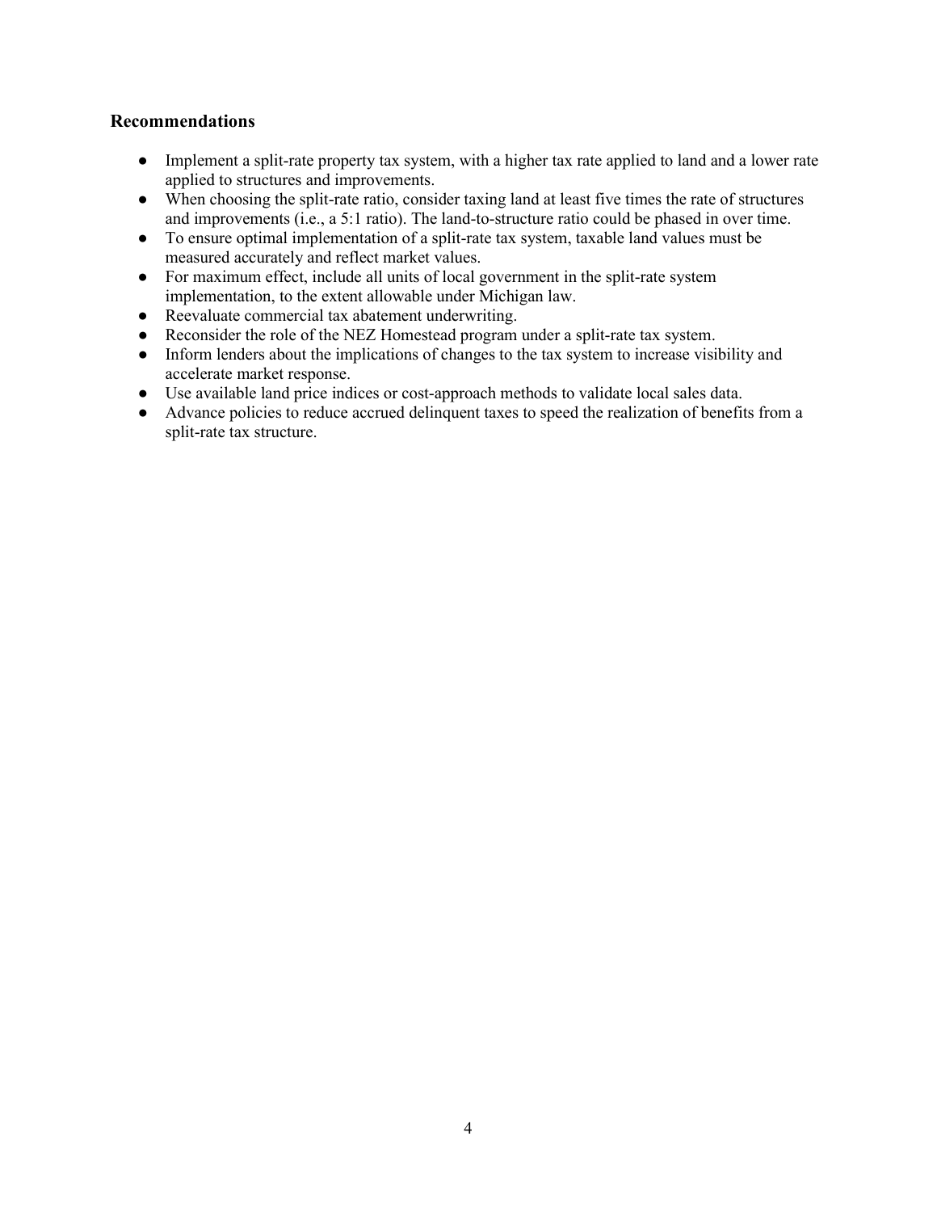## Recommendations

- Implement a split-rate property tax system, with a higher tax rate applied to land and a lower rate applied to structures and improvements.
- When choosing the split-rate ratio, consider taxing land at least five times the rate of structures and improvements (i.e., a 5:1 ratio). The land-to-structure ratio could be phased in over time.
- To ensure optimal implementation of a split-rate tax system, taxable land values must be measured accurately and reflect market values.
- For maximum effect, include all units of local government in the split-rate system implementation, to the extent allowable under Michigan law.
- Reevaluate commercial tax abatement underwriting.
- Reconsider the role of the NEZ Homestead program under a split-rate tax system.
- Inform lenders about the implications of changes to the tax system to increase visibility and accelerate market response.
- Use available land price indices or cost-approach methods to validate local sales data.
- Advance policies to reduce accrued delinquent taxes to speed the realization of benefits from a split-rate tax structure.